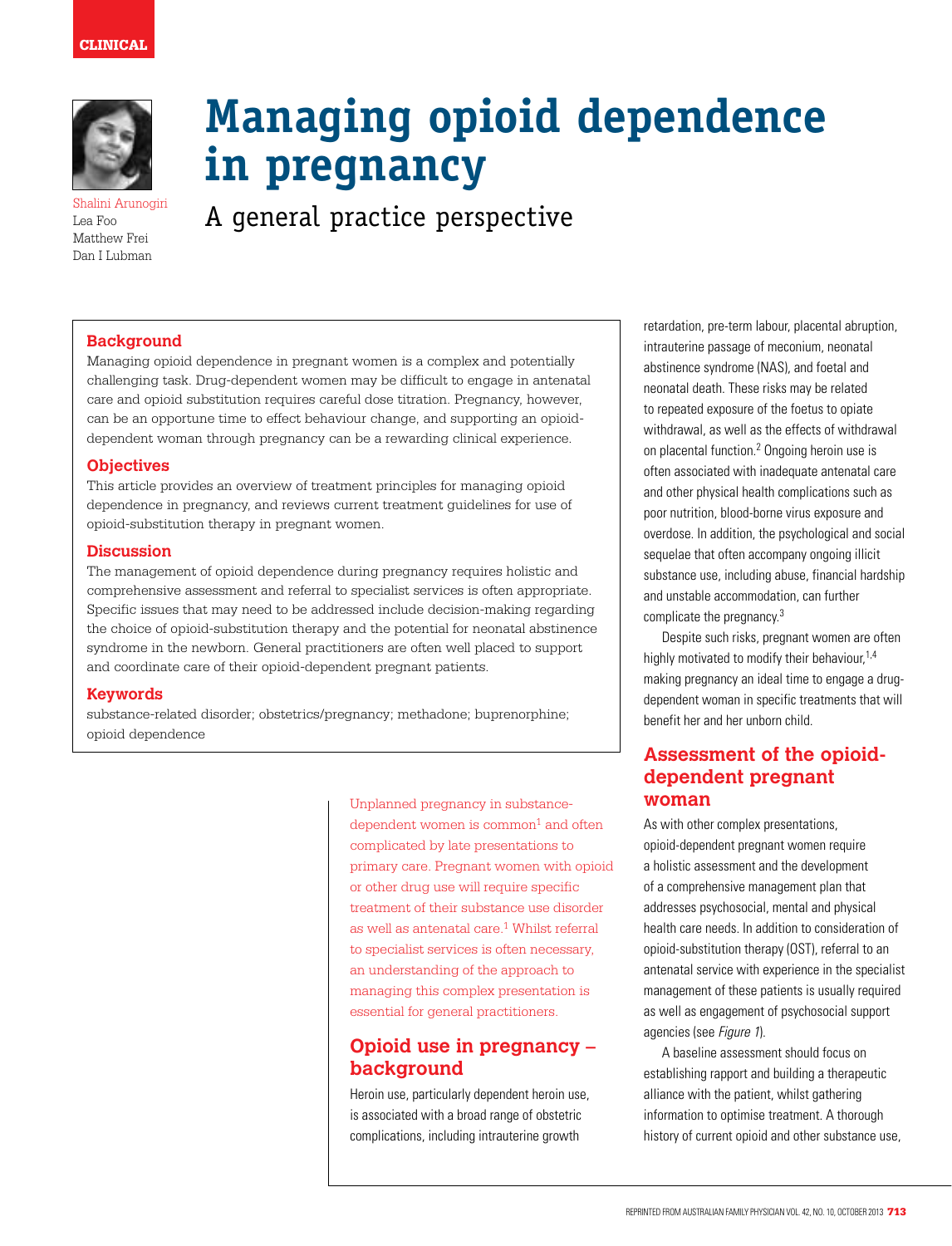CLINICAL

# Managing opioid dependence in pregnancy

## A general practice perspective

Shalini Arunogiri
Lea Foo
Matthew Frei
Dan I Lubman

### Background

Managing opioid dependence in pregnant women is a complex and potentially challenging task. Drug-dependent women may be difficult to engage in antenatal care and opioid substitution requires careful dose titration. Pregnancy, however, can be an opportune time to effect behaviour change, and supporting an opioid-dependent woman through pregnancy can be a rewarding clinical experience.

### Objectives

This article provides an overview of treatment principles for managing opioid dependence in pregnancy, and reviews current treatment guidelines for use of opioid-substitution therapy in pregnant women.

### Discussion

The management of opioid dependence during pregnancy requires holistic and comprehensive assessment and referral to specialist services is often appropriate. Specific issues that may need to be addressed include decision-making regarding the choice of opioid-substitution therapy and the potential for neonatal abstinence syndrome in the newborn. General practitioners are often well placed to support and coordinate care of their opioid-dependent pregnant patients.

### Keywords

substance-related disorder; obstetrics/pregnancy; methadone; buprenorphine; opioid dependence

Unplanned pregnancy in substance-dependent women is common[1] and often complicated by late presentations to primary care. Pregnant women with opioid or other drug use will require specific treatment of their substance use disorder as well as antenatal care.[1] Whilst referral to specialist services is often necessary, an understanding of the approach to managing this complex presentation is essential for general practitioners.

## Opioid use in pregnancy – background

Heroin use, particularly dependent heroin use, is associated with a broad range of obstetric complications, including intrauterine growth retardation, pre-term labour, placental abruption, intrauterine passage of meconium, neonatal abstinence syndrome (NAS), and foetal and neonatal death. These risks may be related to repeated exposure of the foetus to opiate withdrawal, as well as the effects of withdrawal on placental function.[2] Ongoing heroin use is often associated with inadequate antenatal care and other physical health complications such as poor nutrition, blood-borne virus exposure and overdose. In addition, the psychological and social sequelae that often accompany ongoing illicit substance use, including abuse, financial hardship and unstable accommodation, can further complicate the pregnancy.[3]

Despite such risks, pregnant women are often highly motivated to modify their behaviour,[1,4] making pregnancy an ideal time to engage a drug-dependent woman in specific treatments that will benefit her and her unborn child.

## Assessment of the opioid-dependent pregnant woman

As with other complex presentations, opioid-dependent pregnant women require a holistic assessment and the development of a comprehensive management plan that addresses psychosocial, mental and physical health care needs. In addition to consideration of opioid-substitution therapy (OST), referral to an antenatal service with experience in the specialist management of these patients is usually required as well as engagement of psychosocial support agencies (see *Figure 1*).

A baseline assessment should focus on establishing rapport and building a therapeutic alliance with the patient, whilst gathering information to optimise treatment. A thorough history of current opioid and other substance use,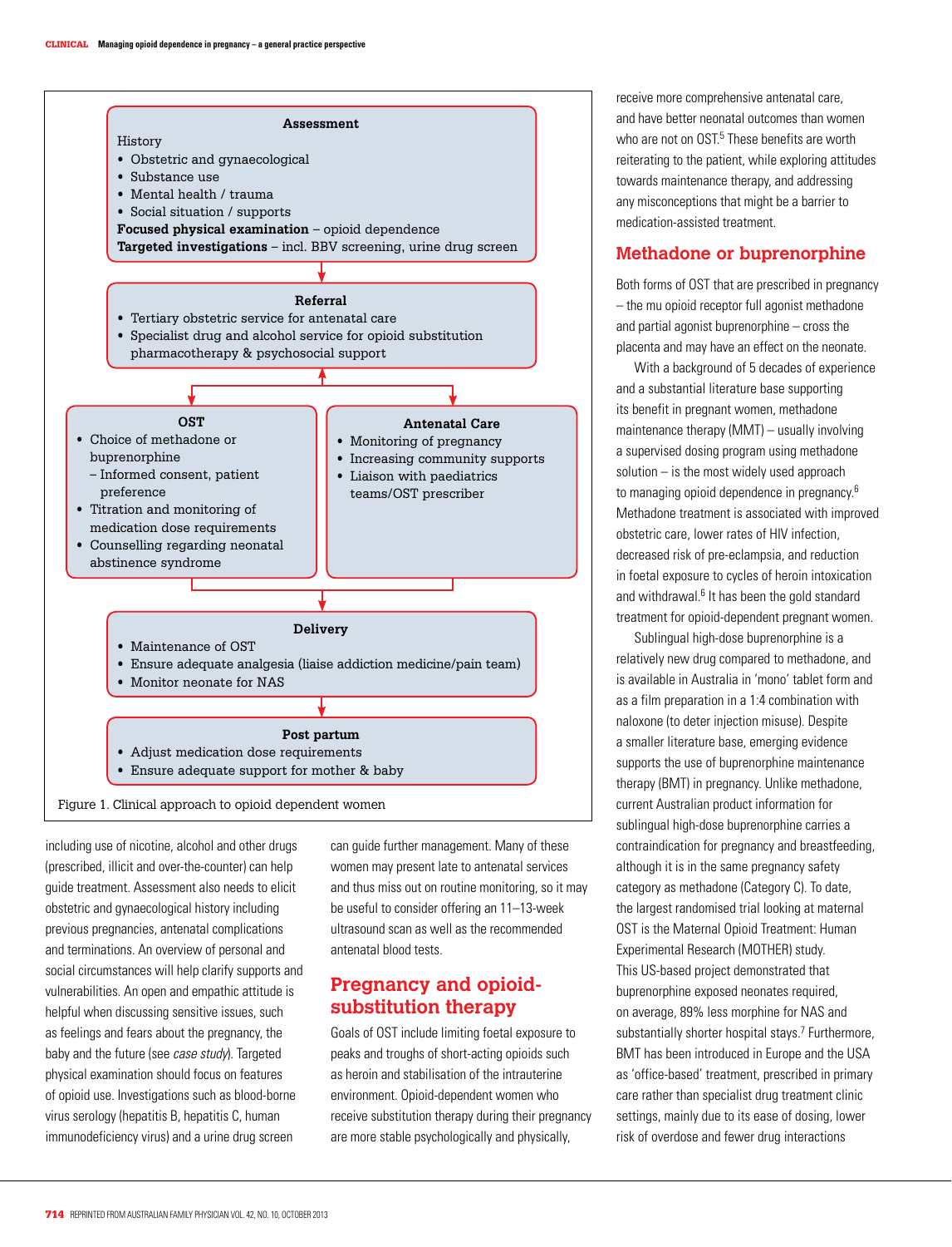**Assessment**

History

- Obstetric and gynaecological
- Substance use
- Mental health / trauma
- Social situation / supports

**Focused physical examination** – opioid dependence

**Targeted investigations** – incl. BBV screening, urine drug screen

**Referral**

- Tertiary obstetric service for antenatal care
- Specialist drug and alcohol service for opioid substitution pharmacotherapy & psychosocial support

**OST**

- Choice of methadone or buprenorphine
  - Informed consent, patient preference
- Titration and monitoring of medication dose requirements
- Counselling regarding neonatal abstinence syndrome

**Antenatal Care**

- Monitoring of pregnancy
- Increasing community supports
- Liaison with paediatrics teams/OST prescriber

**Delivery**

- Maintenance of OST
- Ensure adequate analgesia (liaise addiction medicine/pain team)
- Monitor neonate for NAS

**Post partum**

- Adjust medication dose requirements
- Ensure adequate support for mother & baby

Figure 1. Clinical approach to opioid dependent women

including use of nicotine, alcohol and other drugs (prescribed, illicit and over-the-counter) can help guide treatment. Assessment also needs to elicit obstetric and gynaecological history including previous pregnancies, antenatal complications and terminations. An overview of personal and social circumstances will help clarify supports and vulnerabilities. An open and empathic attitude is helpful when discussing sensitive issues, such as feelings and fears about the pregnancy, the baby and the future (see *case study*). Targeted physical examination should focus on features of opioid use. Investigations such as blood-borne virus serology (hepatitis B, hepatitis C, human immunodeficiency virus) and a urine drug screen can guide further management. Many of these women may present late to antenatal services and thus miss out on routine monitoring, so it may be useful to consider offering an 11–13-week ultrasound scan as well as the recommended antenatal blood tests.

## Pregnancy and opioid-substitution therapy

Goals of OST include limiting foetal exposure to peaks and troughs of short-acting opioids such as heroin and stabilisation of the intrauterine environment. Opioid-dependent women who receive substitution therapy during their pregnancy are more stable psychologically and physically, receive more comprehensive antenatal care, and have better neonatal outcomes than women who are not on OST.[5] These benefits are worth reiterating to the patient, while exploring attitudes towards maintenance therapy, and addressing any misconceptions that might be a barrier to medication-assisted treatment.

## Methadone or buprenorphine

Both forms of OST that are prescribed in pregnancy – the mu opioid receptor full agonist methadone and partial agonist buprenorphine – cross the placenta and may have an effect on the neonate.

With a background of 5 decades of experience and a substantial literature base supporting its benefit in pregnant women, methadone maintenance therapy (MMT) – usually involving a supervised dosing program using methadone solution – is the most widely used approach to managing opioid dependence in pregnancy.[6] Methadone treatment is associated with improved obstetric care, lower rates of HIV infection, decreased risk of pre-eclampsia, and reduction in foetal exposure to cycles of heroin intoxication and withdrawal.[6] It has been the gold standard treatment for opioid-dependent pregnant women.

Sublingual high-dose buprenorphine is a relatively new drug compared to methadone, and is available in Australia in 'mono' tablet form and as a film preparation in a 1:4 combination with naloxone (to deter injection misuse). Despite a smaller literature base, emerging evidence supports the use of buprenorphine maintenance therapy (BMT) in pregnancy. Unlike methadone, current Australian product information for sublingual high-dose buprenorphine carries a contraindication for pregnancy and breastfeeding, although it is in the same pregnancy safety category as methadone (Category C). To date, the largest randomised trial looking at maternal OST is the Maternal Opioid Treatment: Human Experimental Research (MOTHER) study. This US-based project demonstrated that buprenorphine exposed neonates required, on average, 89% less morphine for NAS and substantially shorter hospital stays.[7] Furthermore, BMT has been introduced in Europe and the USA as 'office-based' treatment, prescribed in primary care rather than specialist drug treatment clinic settings, mainly due to its ease of dosing, lower risk of overdose and fewer drug interactions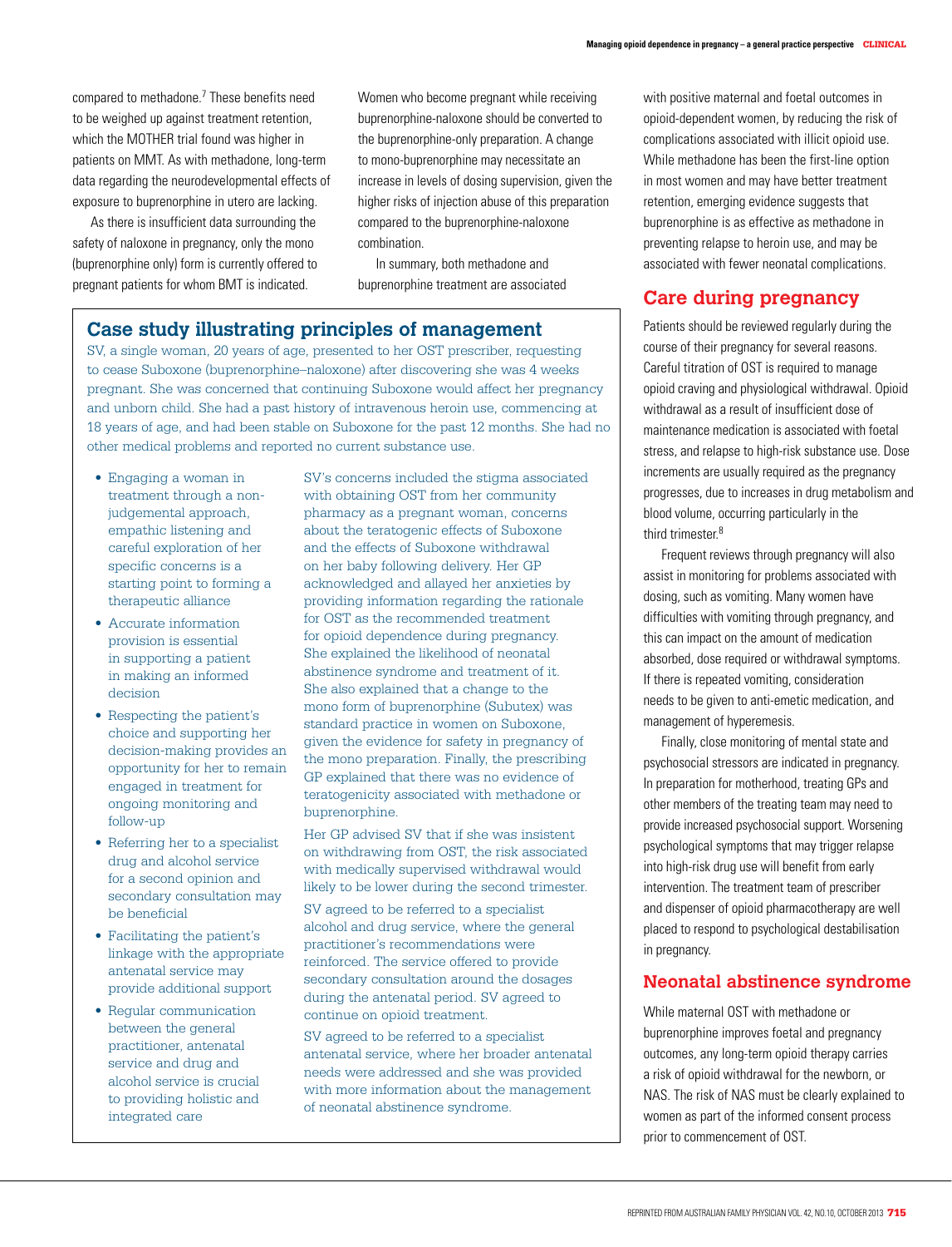compared to methadone.[7] These benefits need to be weighed up against treatment retention, which the MOTHER trial found was higher in patients on MMT. As with methadone, long-term data regarding the neurodevelopmental effects of exposure to buprenorphine in utero are lacking.

As there is insufficient data surrounding the safety of naloxone in pregnancy, only the mono (buprenorphine only) form is currently offered to pregnant patients for whom BMT is indicated.

Women who become pregnant while receiving buprenorphine-naloxone should be converted to the buprenorphine-only preparation. A change to mono-buprenorphine may necessitate an increase in levels of dosing supervision, given the higher risks of injection abuse of this preparation compared to the buprenorphine-naloxone combination.

In summary, both methadone and buprenorphine treatment are associated with positive maternal and foetal outcomes in opioid-dependent women, by reducing the risk of complications associated with illicit opioid use. While methadone has been the first-line option in most women and may have better treatment retention, emerging evidence suggests that buprenorphine is as effective as methadone in preventing relapse to heroin use, and may be associated with fewer neonatal complications.

## Case study illustrating principles of management

SV, a single woman, 20 years of age, presented to her OST prescriber, requesting to cease Suboxone (buprenorphine–naloxone) after discovering she was 4 weeks pregnant. She was concerned that continuing Suboxone would affect her pregnancy and unborn child. She had a past history of intravenous heroin use, commencing at 18 years of age, and had been stable on Suboxone for the past 12 months. She had no other medical problems and reported no current substance use.

- Engaging a woman in treatment through a non-judgemental approach, empathic listening and careful exploration of her specific concerns is a starting point to forming a therapeutic alliance
- Accurate information provision is essential in supporting a patient in making an informed decision
- Respecting the patient's choice and supporting her decision-making provides an opportunity for her to remain engaged in treatment for ongoing monitoring and follow-up
- Referring her to a specialist drug and alcohol service for a second opinion and secondary consultation may be beneficial
- Facilitating the patient's linkage with the appropriate antenatal service may provide additional support
- Regular communication between the general practitioner, antenatal service and drug and alcohol service is crucial to providing holistic and integrated care

SV's concerns included the stigma associated with obtaining OST from her community pharmacy as a pregnant woman, concerns about the teratogenic effects of Suboxone and the effects of Suboxone withdrawal on her baby following delivery. Her GP acknowledged and allayed her anxieties by providing information regarding the rationale for OST as the recommended treatment for opioid dependence during pregnancy. She explained the likelihood of neonatal abstinence syndrome and treatment of it. She also explained that a change to the mono form of buprenorphine (Subutex) was standard practice in women on Suboxone, given the evidence for safety in pregnancy of the mono preparation. Finally, the prescribing GP explained that there was no evidence of teratogenicity associated with methadone or buprenorphine.

Her GP advised SV that if she was insistent on withdrawing from OST, the risk associated with medically supervised withdrawal would likely to be lower during the second trimester.

SV agreed to be referred to a specialist alcohol and drug service, where the general practitioner's recommendations were reinforced. The service offered to provide secondary consultation around the dosages during the antenatal period. SV agreed to continue on opioid treatment.

SV agreed to be referred to a specialist antenatal service, where her broader antenatal needs were addressed and she was provided with more information about the management of neonatal abstinence syndrome.

## Care during pregnancy

Patients should be reviewed regularly during the course of their pregnancy for several reasons. Careful titration of OST is required to manage opioid craving and physiological withdrawal. Opioid withdrawal as a result of insufficient dose of maintenance medication is associated with foetal stress, and relapse to high-risk substance use. Dose increments are usually required as the pregnancy progresses, due to increases in drug metabolism and blood volume, occurring particularly in the third trimester.[8]

Frequent reviews through pregnancy will also assist in monitoring for problems associated with dosing, such as vomiting. Many women have difficulties with vomiting through pregnancy, and this can impact on the amount of medication absorbed, dose required or withdrawal symptoms. If there is repeated vomiting, consideration needs to be given to anti-emetic medication, and management of hyperemesis.

Finally, close monitoring of mental state and psychosocial stressors are indicated in pregnancy. In preparation for motherhood, treating GPs and other members of the treating team may need to provide increased psychosocial support. Worsening psychological symptoms that may trigger relapse into high-risk drug use will benefit from early intervention. The treatment team of prescriber and dispenser of opioid pharmacotherapy are well placed to respond to psychological destabilisation in pregnancy.

## Neonatal abstinence syndrome

While maternal OST with methadone or buprenorphine improves foetal and pregnancy outcomes, any long-term opioid therapy carries a risk of opioid withdrawal for the newborn, or NAS. The risk of NAS must be clearly explained to women as part of the informed consent process prior to commencement of OST.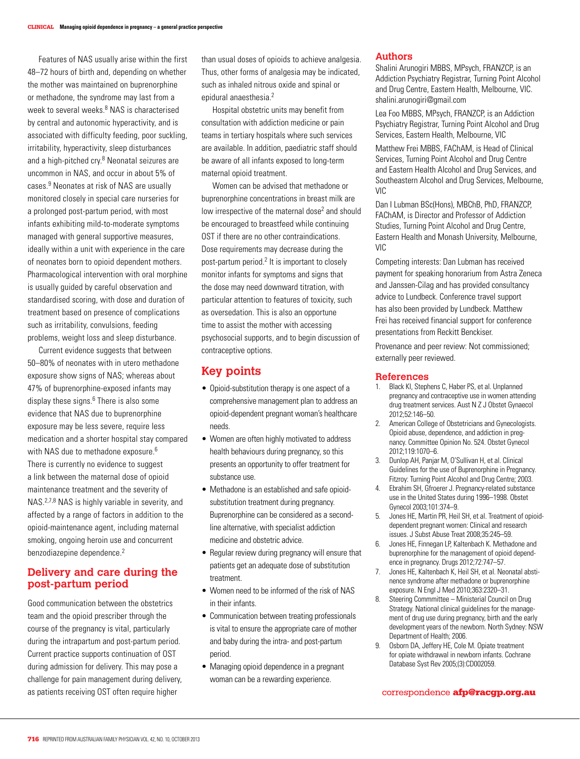Features of NAS usually arise within the first 48–72 hours of birth and, depending on whether the mother was maintained on buprenorphine or methadone, the syndrome may last from a week to several weeks.[8] NAS is characterised by central and autonomic hyperactivity, and is associated with difficulty feeding, poor suckling, irritability, hyperactivity, sleep disturbances and a high-pitched cry.[8] Neonatal seizures are uncommon in NAS, and occur in about 5% of cases.[9] Neonates at risk of NAS are usually monitored closely in special care nurseries for a prolonged post-partum period, with most infants exhibiting mild-to-moderate symptoms managed with general supportive measures, ideally within a unit with experience in the care of neonates born to opioid dependent mothers. Pharmacological intervention with oral morphine is usually guided by careful observation and standardised scoring, with dose and duration of treatment based on presence of complications such as irritability, convulsions, feeding problems, weight loss and sleep disturbance.

Current evidence suggests that between 50–80% of neonates with in utero methadone exposure show signs of NAS; whereas about 47% of buprenorphine-exposed infants may display these signs.[6] There is also some evidence that NAS due to buprenorphine exposure may be less severe, require less medication and a shorter hospital stay compared with NAS due to methadone exposure.[6] There is currently no evidence to suggest a link between the maternal dose of opioid maintenance treatment and the severity of NAS.[2,7,8] NAS is highly variable in severity, and affected by a range of factors in addition to the opioid-maintenance agent, including maternal smoking, ongoing heroin use and concurrent benzodiazepine dependence.[2]

## Delivery and care during the post-partum period

Good communication between the obstetrics team and the opioid prescriber through the course of the pregnancy is vital, particularly during the intrapartum and post-partum period. Current practice supports continuation of OST during admission for delivery. This may pose a challenge for pain management during delivery, as patients receiving OST often require higher than usual doses of opioids to achieve analgesia. Thus, other forms of analgesia may be indicated, such as inhaled nitrous oxide and spinal or epidural anaesthesia.[2]

Hospital obstetric units may benefit from consultation with addiction medicine or pain teams in tertiary hospitals where such services are available. In addition, paediatric staff should be aware of all infants exposed to long-term maternal opioid treatment.

Women can be advised that methadone or buprenorphine concentrations in breast milk are low irrespective of the maternal dose[2] and should be encouraged to breastfeed while continuing OST if there are no other contraindications. Dose requirements may decrease during the post-partum period.[2] It is important to closely monitor infants for symptoms and signs that the dose may need downward titration, with particular attention to features of toxicity, such as oversedation. This is also an opportune time to assist the mother with accessing psychosocial supports, and to begin discussion of contraceptive options.

## Key points

- Opioid-substitution therapy is one aspect of a comprehensive management plan to address an opioid-dependent pregnant woman's healthcare needs.
- Women are often highly motivated to address health behaviours during pregnancy, so this presents an opportunity to offer treatment for substance use.
- Methadone is an established and safe opioid-substitution treatment during pregnancy. Buprenorphine can be considered as a second-line alternative, with specialist addiction medicine and obstetric advice.
- Regular review during pregnancy will ensure that patients get an adequate dose of substitution treatment.
- Women need to be informed of the risk of NAS in their infants.
- Communication between treating professionals is vital to ensure the appropriate care of mother and baby during the intra- and post-partum period.
- Managing opioid dependence in a pregnant woman can be a rewarding experience.

## Authors

Shalini Arunogiri MBBS, MPsych, FRANZCP, is an Addiction Psychiatry Registrar, Turning Point Alcohol and Drug Centre, Eastern Health, Melbourne, VIC. shalini.arunogiri@gmail.com

Lea Foo MBBS, MPsych, FRANZCP, is an Addiction Psychiatry Registrar, Turning Point Alcohol and Drug Services, Eastern Health, Melbourne, VIC

Matthew Frei MBBS, FAChAM, is Head of Clinical Services, Turning Point Alcohol and Drug Centre and Eastern Health Alcohol and Drug Services, and Southeastern Alcohol and Drug Services, Melbourne, VIC

Dan I Lubman BSc(Hons), MBChB, PhD, FRANZCP, FAChAM, is Director and Professor of Addiction Studies, Turning Point Alcohol and Drug Centre, Eastern Health and Monash University, Melbourne, VIC

Competing interests: Dan Lubman has received payment for speaking honorarium from Astra Zeneca and Janssen-Cilag and has provided consultancy advice to Lundbeck. Conference travel support has also been provided by Lundbeck. Matthew Frei has received financial support for conference presentations from Reckitt Benckiser.

Provenance and peer review: Not commissioned; externally peer reviewed.

## References

1. Black KI, Stephens C, Haber PS, et al. Unplanned pregnancy and contraceptive use in women attending drug treatment services. Aust N Z J Obstet Gynaecol 2012;52:146–50.
2. American College of Obstetricians and Gynecologists. Opioid abuse, dependence, and addiction in pregnancy. Committee Opinion No. 524. Obstet Gynecol 2012;119:1070–6.
3. Dunlop AH, Panjar M, O'Sullivan H, et al. Clinical Guidelines for the use of Buprenorphine in Pregnancy. Fitzroy: Turning Point Alcohol and Drug Centre; 2003.
4. Ebrahim SH, Gfroerer J. Pregnancy-related substance use in the United States during 1996–1998. Obstet Gynecol 2003;101:374–9.
5. Jones HE, Martin PR, Heil SH, et al. Treatment of opioid-dependent pregnant women: Clinical and research issues. J Subst Abuse Treat 2008;35:245–59.
6. Jones HE, Finnegan LP, Kaltenbach K. Methadone and buprenorphine for the management of opioid dependence in pregnancy. Drugs 2012;72:747–57.
7. Jones HE, Kaltenbach K, Heil SH, et al. Neonatal abstinence syndrome after methadone or buprenorphine exposure. N Engl J Med 2010;363:2320–31.
8. Steering Commmittee – Ministerial Council on Drug Strategy. National clinical guidelines for the management of drug use during pregnancy, birth and the early development years of the newborn. North Sydney: NSW Department of Health; 2006.
9. Osborn DA, Jeffery HE, Cole M. Opiate treatment for opiate withdrawal in newborn infants. Cochrane Database Syst Rev 2005;(3):CD002059.

correspondence **afp@racgp.org.au**